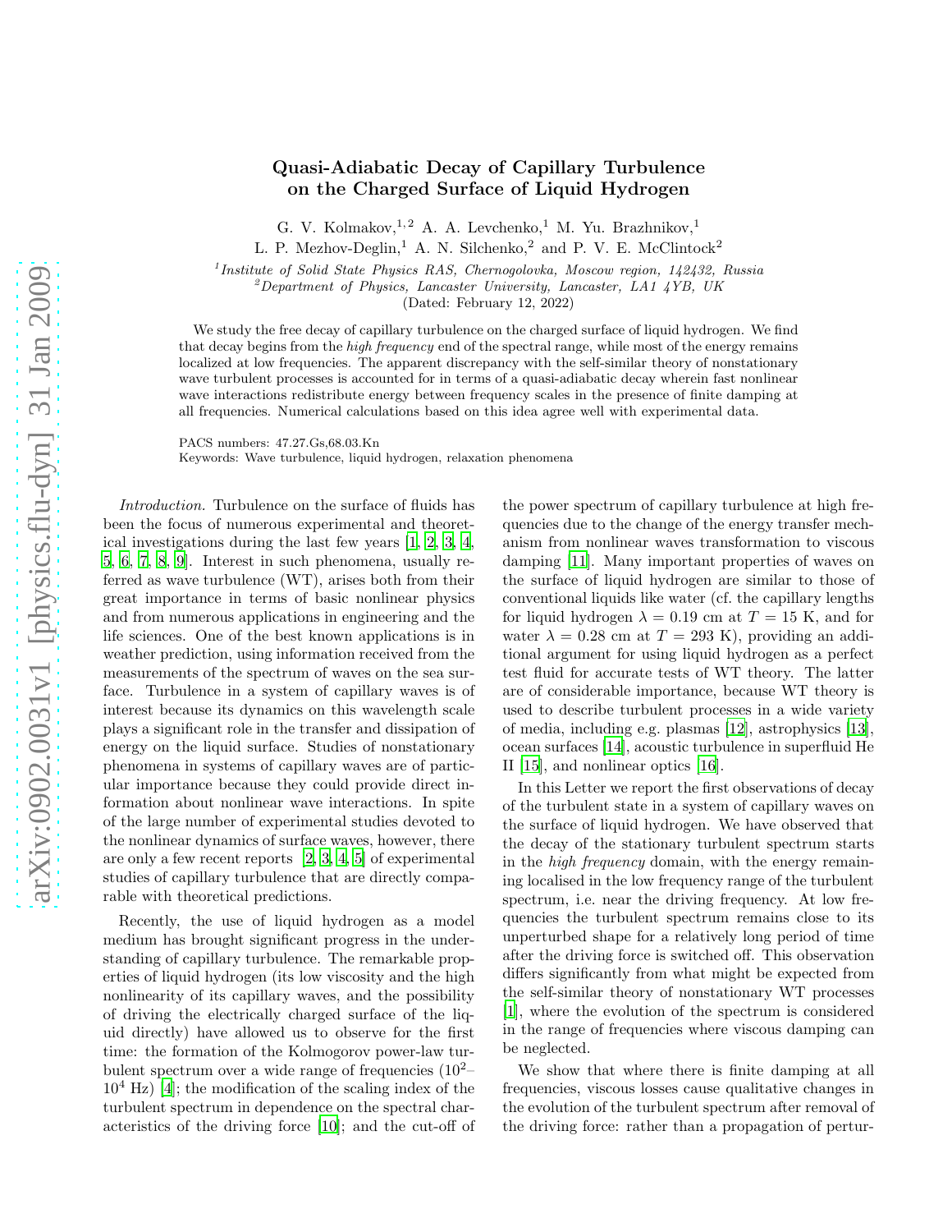# Quasi-Adiabatic Decay of Capillary Turbulence on the Charged Surface of Liquid Hydrogen

G. V. Kolmakov,[1,2] A. A. Levchenko,[1] M. Yu. Brazhnikov,[1]
L. P. Mezhov-Deglin,[1] A. N. Silchenko,[2] and P. V. E. McClintock[2]

[1] *Institute of Solid State Physics RAS, Chernogolovka, Moscow region, 142432, Russia*
[2] *Department of Physics, Lancaster University, Lancaster, LA1 4YB, UK*

(Dated: February 12, 2022)

We study the free decay of capillary turbulence on the charged surface of liquid hydrogen. We find that decay begins from the *high frequency* end of the spectral range, while most of the energy remains localized at low frequencies. The apparent discrepancy with the self-similar theory of nonstationary wave turbulent processes is accounted for in terms of a quasi-adiabatic decay wherein fast nonlinear wave interactions redistribute energy between frequency scales in the presence of finite damping at all frequencies. Numerical calculations based on this idea agree well with experimental data.

PACS numbers: 47.27.Gs,68.03.Kn
Keywords: Wave turbulence, liquid hydrogen, relaxation phenomena

*Introduction.* Turbulence on the surface of fluids has been the focus of numerous experimental and theoretical investigations during the last few years [1, 2, 3, 4, 5, 6, 7, 8, 9]. Interest in such phenomena, usually referred as wave turbulence (WT), arises both from their great importance in terms of basic nonlinear physics and from numerous applications in engineering and the life sciences. One of the best known applications is in weather prediction, using information received from the measurements of the spectrum of waves on the sea surface. Turbulence in a system of capillary waves is of interest because its dynamics on this wavelength scale plays a significant role in the transfer and dissipation of energy on the liquid surface. Studies of nonstationary phenomena in systems of capillary waves are of particular importance because they could provide direct information about nonlinear wave interactions. In spite of the large number of experimental studies devoted to the nonlinear dynamics of surface waves, however, there are only a few recent reports [2, 3, 4, 5] of experimental studies of capillary turbulence that are directly comparable with theoretical predictions.

Recently, the use of liquid hydrogen as a model medium has brought significant progress in the understanding of capillary turbulence. The remarkable properties of liquid hydrogen (its low viscosity and the high nonlinearity of its capillary waves, and the possibility of driving the electrically charged surface of the liquid directly) have allowed us to observe for the first time: the formation of the Kolmogorov power-law turbulent spectrum over a wide range of frequencies ($10^2$–$10^4$ Hz) [4]; the modification of the scaling index of the turbulent spectrum in dependence on the spectral characteristics of the driving force [10]; and the cut-off of the power spectrum of capillary turbulence at high frequencies due to the change of the energy transfer mechanism from nonlinear waves transformation to viscous damping [11]. Many important properties of waves on the surface of liquid hydrogen are similar to those of conventional liquids like water (cf. the capillary lengths for liquid hydrogen $\lambda = 0.19$ cm at $T = 15$ K, and for water $\lambda = 0.28$ cm at $T = 293$ K), providing an additional argument for using liquid hydrogen as a perfect test fluid for accurate tests of WT theory. The latter of considerable importance, because WT theory is used to describe turbulent processes in a wide variety of media, including e.g. plasmas [12], astrophysics [13], ocean surfaces [14], acoustic turbulence in superfluid He II [15], and nonlinear optics [16].

In this Letter we report the first observations of decay of the turbulent state in a system of capillary waves on the surface of liquid hydrogen. We have observed that the decay of the stationary turbulent spectrum starts in the *high frequency* domain, with the energy remaining localised in the low frequency range of the turbulent spectrum, i.e. near the driving frequency. At low frequencies the turbulent spectrum remains close to its unperturbed shape for a relatively long period of time after the driving force is switched off. This observation differs significantly from what might be expected from the self-similar theory of nonstationary WT processes [1], where the evolution of the spectrum is considered in the range of frequencies where viscous damping can be neglected.

We show that where there is finite damping at all frequencies, viscous losses cause qualitative changes in the evolution of the turbulent spectrum after removal of the driving force: rather than a propagation of pertur-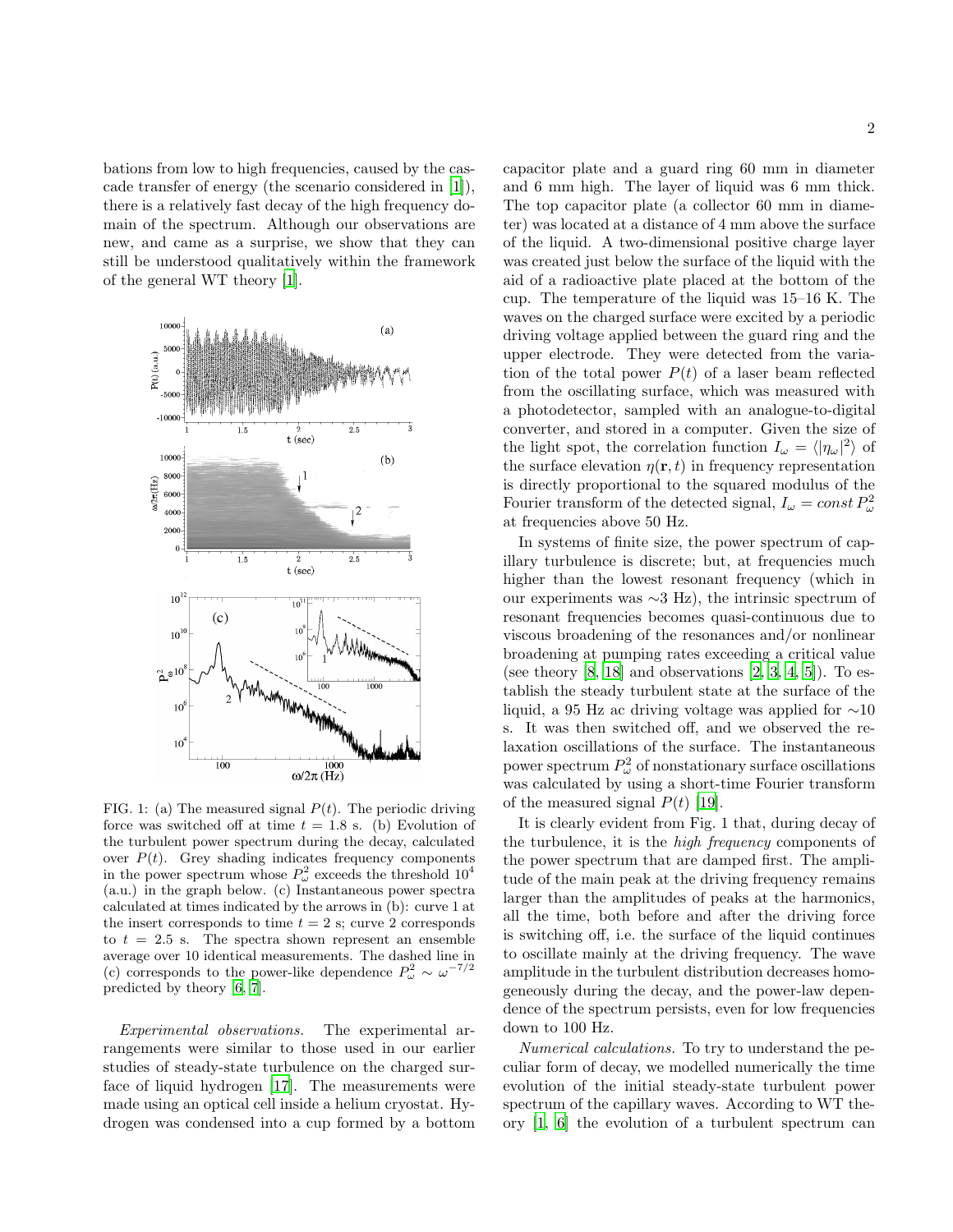bations from low to high frequencies, caused by the cascade transfer of energy (the scenario considered in [1]), there is a relatively fast decay of the high frequency domain of the spectrum. Although our observations are new, and came as a surprise, we show that they can still be understood qualitatively within the framework of the general WT theory [1].

FIG. 1: (a) The measured signal $P(t)$. The periodic driving force was switched off at time $t = 1.8$ s. (b) Evolution of the turbulent power spectrum during the decay, calculated over $P(t)$. Grey shading indicates frequency components in the power spectrum whose $P^2_\omega$ exceeds the threshold $10^4$ (a.u.) in the graph below. (c) Instantaneous power spectra calculated at times indicated by the arrows in (b): curve 1 at the insert corresponds to time $t = 2$ s; curve 2 corresponds to $t = 2.5$ s. The spectra shown represent an ensemble average over 10 identical measurements. The dashed line in (c) corresponds to the power-like dependence $P^2_\omega \sim \omega^{-7/2}$ predicted by theory [6, 7].

*Experimental observations.* The experimental arrangements were similar to those used in our earlier studies of steady-state turbulence on the charged surface of liquid hydrogen [17]. The measurements were made using an optical cell inside a helium cryostat. Hydrogen was condensed into a cup formed by a bottom capacitor plate and a guard ring 60 mm in diameter and 6 mm high. The layer of liquid was 6 mm thick. The top capacitor plate (a collector 60 mm in diameter) was located at a distance of 4 mm above the surface of the liquid. A two-dimensional positive charge layer was created just below the surface of the liquid with the aid of a radioactive plate placed at the bottom of the cup. The temperature of the liquid was 15–16 K. The waves on the charged surface were excited by a periodic driving voltage applied between the guard ring and the upper electrode. They were detected from the variation of the total power $P(t)$ of a laser beam reflected from the oscillating surface, which was measured with a photodetector, sampled with an analogue-to-digital converter, and stored in a computer. Given the size of the light spot, the correlation function $I_\omega = \langle|\eta_\omega|^2\rangle$ of the surface elevation $\eta(\mathbf{r}, t)$ in frequency representation is directly proportional to the squared modulus of the Fourier transform of the detected signal, $I_\omega = const\, P^2_\omega$ at frequencies above 50 Hz.

In systems of finite size, the power spectrum of capillary turbulence is discrete; but, at frequencies much higher than the lowest resonant frequency (which in our experiments was ∼3 Hz), the intrinsic spectrum of resonant frequencies becomes quasi-continuous due to viscous broadening of the resonances and/or nonlinear broadening at pumping rates exceeding a critical value (see theory [8, 18] and observations [2, 3, 4, 5]). To establish the steady turbulent state at the surface of the liquid, a 95 Hz ac driving voltage was applied for ∼10 s. It was then switched off, and we observed the relaxation oscillations of the surface. The instantaneous power spectrum $P^2_\omega$ of nonstationary surface oscillations was calculated by using a short-time Fourier transform of the measured signal $P(t)$ [19].

It is clearly evident from Fig. 1 that, during decay of the turbulence, it is the *high frequency* components of the power spectrum that are damped first. The amplitude of the main peak at the driving frequency remains larger than the amplitudes of peaks at the harmonics, all the time, both before and after the driving force is switching off, i.e. the surface of the liquid continues to oscillate mainly at the driving frequency. The wave amplitude in the turbulent distribution decreases homogeneously during the decay, and the power-law dependence of the spectrum persists, even for low frequencies down to 100 Hz.

*Numerical calculations.* To try to understand the peculiar form of decay, we modelled numerically the time evolution of the initial steady-state turbulent power spectrum of the capillary waves. According to WT theory [1, 6] the evolution of a turbulent spectrum can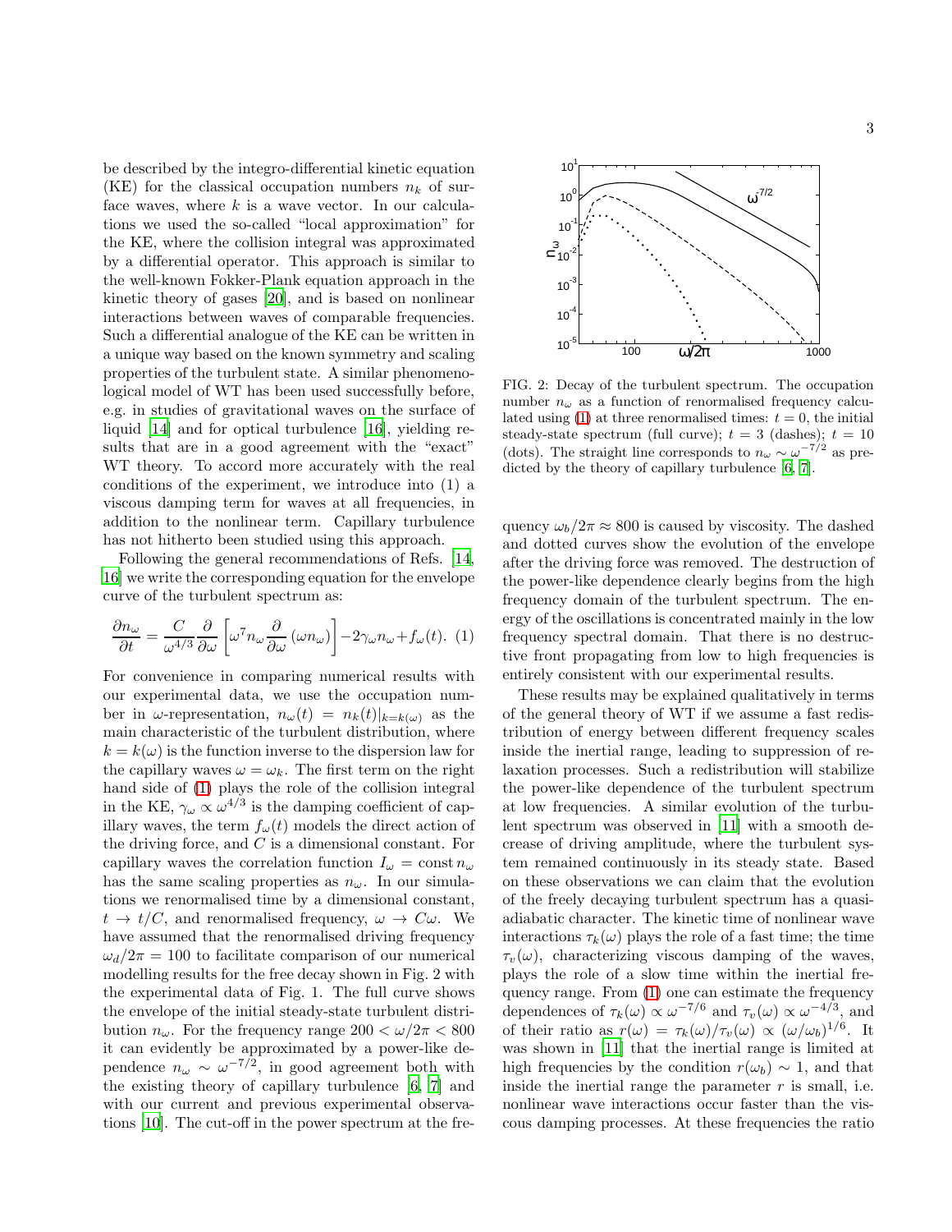be described by the integro-differential kinetic equation (KE) for the classical occupation numbers $n_k$ of surface waves, where $k$ is a wave vector. In our calculations we used the so-called "local approximation" for the KE, where the collision integral was approximated by a differential operator. This approach is similar to the well-known Fokker-Plank equation approach in the kinetic theory of gases [20], and is based on nonlinear interactions between waves of comparable frequencies. Such a differential analogue of the KE can be written in a unique way based on the known symmetry and scaling properties of the turbulent state. A similar phenomenological model of WT has been used successfully before, e.g. in studies of gravitational waves on the surface of liquid [14] and for optical turbulence [16], yielding results that are in a good agreement with the "exact" WT theory. To accord more accurately with the real conditions of the experiment, we introduce into (1) a viscous damping term for waves at all frequencies, in addition to the nonlinear term. Capillary turbulence has not hitherto been studied using this approach.

Following the general recommendations of Refs. [14, 16] we write the corresponding equation for the envelope curve of the turbulent spectrum as:

$$\frac{\partial n_\omega}{\partial t} = \frac{C}{\omega^{4/3}} \frac{\partial}{\partial \omega} \left[ \omega^7 n_\omega \frac{\partial}{\partial \omega} \left( \omega n_\omega \right) \right] - 2\gamma_\omega n_\omega + f_\omega(t). \quad (1)$$

For convenience in comparing numerical results with our experimental data, we use the occupation number in $\omega$-representation, $n_\omega(t) = n_k(t)|_{k=k(\omega)}$ as the main characteristic of the turbulent distribution, where $k = k(\omega)$ is the function inverse to the dispersion law for the capillary waves $\omega = \omega_k$. The first term on the right hand side of (1) plays the role of the collision integral in the KE, $\gamma_\omega \propto \omega^{4/3}$ is the damping coefficient of capillary waves, the term $f_\omega(t)$ models the direct action of the driving force, and $C$ is a dimensional constant. For capillary waves the correlation function $I_\omega = \mathrm{const}\, n_\omega$ has the same scaling properties as $n_\omega$. In our simulations we renormalised time by a dimensional constant, $t \to t/C$, and renormalised frequency, $\omega \to C\omega$. We have assumed that the renormalised driving frequency $\omega_d/2\pi = 100$ to facilitate comparison of our numerical modelling results for the free decay shown in Fig. 2 with the experimental data of Fig. 1. The full curve shows the envelope of the initial steady-state turbulent distribution $n_\omega$. For the frequency range $200 < \omega/2\pi < 800$ it can evidently be approximated by a power-like dependence $n_\omega \sim \omega^{-7/2}$, in good agreement both with the existing theory of capillary turbulence [6, 7] and with our current and previous experimental observations [10]. The cut-off in the power spectrum at the frequency $\omega_b/2\pi \approx 800$ is caused by viscosity. The dashed and dotted curves show the evolution of the envelope after the driving force was removed. The destruction of the power-like dependence clearly begins from the high frequency domain of the turbulent spectrum. The energy of the oscillations is concentrated mainly in the low frequency spectral domain. That there is no destructive front propagating from low to high frequencies is entirely consistent with our experimental results.

FIG. 2: Decay of the turbulent spectrum. The occupation number $n_\omega$ as a function of renormalised frequency calculated using (1) at three renormalised times: $t = 0$, the initial steady-state spectrum (full curve); $t = 3$ (dashes); $t = 10$ (dots). The straight line corresponds to $n_\omega \sim \omega^{-7/2}$ as predicted by the theory of capillary turbulence [6, 7].

These results may be explained qualitatively in terms of the general theory of WT if we assume a fast redistribution of energy between different frequency scales inside the inertial range, leading to suppression of relaxation processes. Such a redistribution will stabilize the power-like dependence of the turbulent spectrum at low frequencies. A similar evolution of the turbulent spectrum was observed in [11] with a smooth decrease of driving amplitude, where the turbulent system remained continuously in its steady state. Based on these observations we can claim that the evolution of the freely decaying turbulent spectrum has a quasi-adiabatic character. The kinetic time of nonlinear wave interactions $\tau_k(\omega)$ plays the role of a fast time; the time $\tau_v(\omega)$, characterizing viscous damping of the waves, plays the role of a slow time within the inertial frequency range. From (1) one can estimate the frequency dependences of $\tau_k(\omega) \propto \omega^{-7/6}$ and $\tau_v(\omega) \propto \omega^{-4/3}$, and of their ratio as $r(\omega) = \tau_k(\omega)/\tau_v(\omega) \propto (\omega/\omega_b)^{1/6}$. It was shown in [11] that the inertial range is limited at high frequencies by the condition $r(\omega_b) \sim 1$, and that inside the inertial range the parameter $r$ is small, i.e. nonlinear wave interactions occur faster than the viscous damping processes. At these frequencies the ratio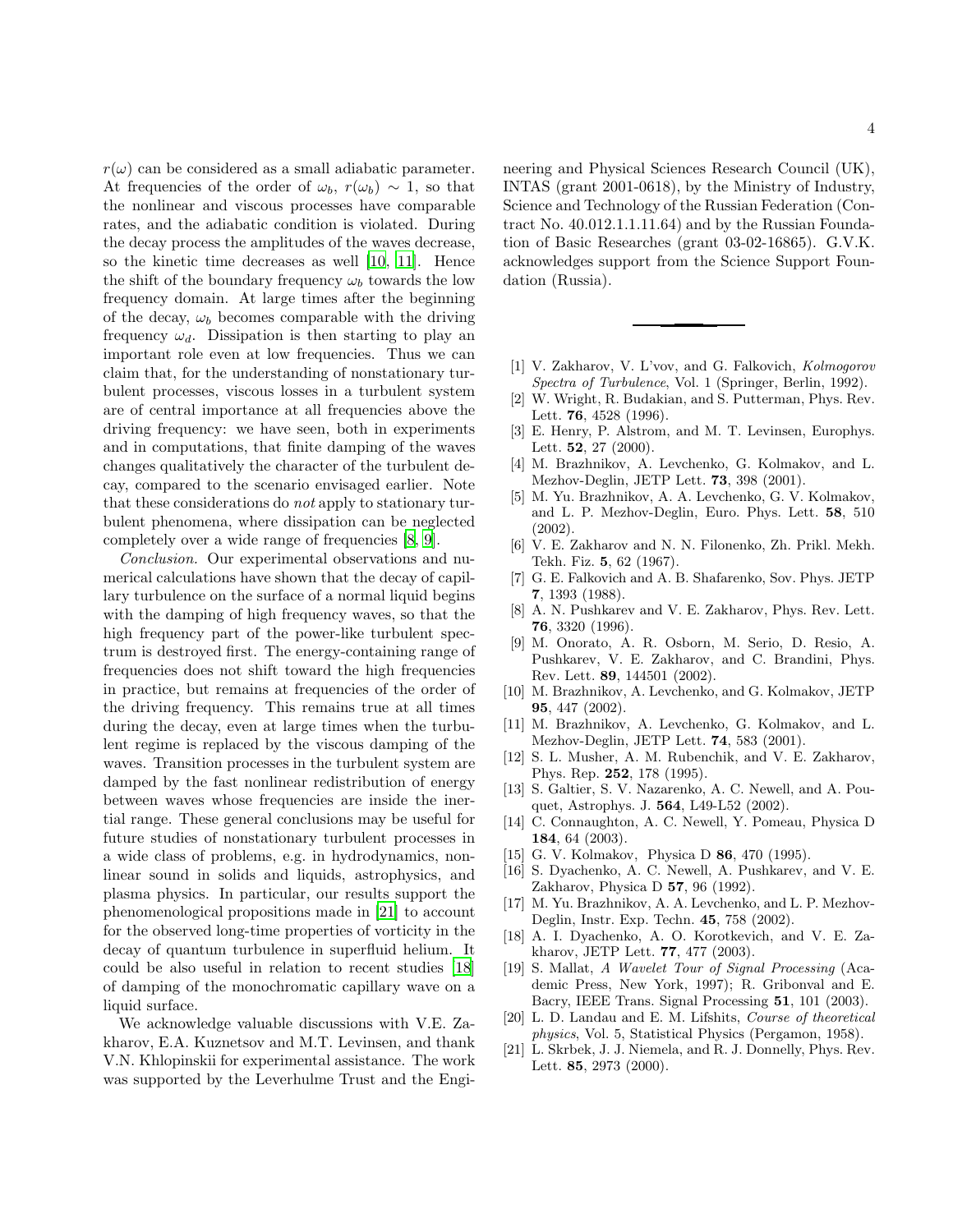$r(\omega)$ can be considered as a small adiabatic parameter. At frequencies of the order of $\omega_b$, $r(\omega_b) \sim 1$, so that the nonlinear and viscous processes have comparable rates, and the adiabatic condition is violated. During the decay process the amplitudes of the waves decrease, so the kinetic time decreases as well [10, 11]. Hence the shift of the boundary frequency $\omega_b$ towards the low frequency domain. At large times after the beginning of the decay, $\omega_b$ becomes comparable with the driving frequency $\omega_d$. Dissipation is then starting to play an important role even at low frequencies. Thus we can claim that, for the understanding of nonstationary turbulent processes, viscous losses in a turbulent system are of central importance at all frequencies above the driving frequency: we have seen, both in experiments and in computations, that finite damping of the waves changes qualitatively the character of the turbulent decay, compared to the scenario envisaged earlier. Note that these considerations do *not* apply to stationary turbulent phenomena, where dissipation can be neglected completely over a wide range of frequencies [8, 9].

*Conclusion.* Our experimental observations and numerical calculations have shown that the decay of capillary turbulence on the surface of a normal liquid begins with the damping of high frequency waves, so that the high frequency part of the power-like turbulent spectrum is destroyed first. The energy-containing range of frequencies does not shift toward the high frequencies in practice, but remains at frequencies of the order of the driving frequency. This remains true at all times during the decay, even at large times when the turbulent regime is replaced by the viscous damping of the waves. Transition processes in the turbulent system are damped by the fast nonlinear redistribution of energy between waves whose frequencies are inside the inertial range. These general conclusions may be useful for future studies of nonstationary turbulent processes in a wide class of problems, e.g. in hydrodynamics, nonlinear sound in solids and liquids, astrophysics, and plasma physics. In particular, our results support the phenomenological propositions made in [21] to account for the observed long-time properties of vorticity in the decay of quantum turbulence in superfluid helium. It could be also useful in relation to recent studies [18] of damping of the monochromatic capillary wave on a liquid surface.

We acknowledge valuable discussions with V.E. Zakharov, E.A. Kuznetsov and M.T. Levinsen, and thank V.N. Khlopinskii for experimental assistance. The work was supported by the Leverhulme Trust and the Engineering and Physical Sciences Research Council (UK), INTAS (grant 2001-0618), by the Ministry of Industry, Science and Technology of the Russian Federation (Contract No. 40.012.1.1.11.64) and by the Russian Foundation of Basic Researches (grant 03-02-16865). G.V.K. acknowledges support from the Science Support Foundation (Russia).

---

[1] V. Zakharov, V. L'vov, and G. Falkovich, *Kolmogorov Spectra of Turbulence*, Vol. 1 (Springer, Berlin, 1992).

[2] W. Wright, R. Budakian, and S. Putterman, Phys. Rev. Lett. **76**, 4528 (1996).

[3] E. Henry, P. Alstrom, and M. T. Levinsen, Europhys. Lett. **52**, 27 (2000).

[4] M. Brazhnikov, A. Levchenko, G. Kolmakov, and L. Mezhov-Deglin, JETP Lett. **73**, 398 (2001).

[5] M. Yu. Brazhnikov, A. A. Levchenko, G. V. Kolmakov, and L. P. Mezhov-Deglin, Euro. Phys. Lett. **58**, 510 (2002).

[6] V. E. Zakharov and N. N. Filonenko, Zh. Prikl. Mekh. Tekh. Fiz. **5**, 62 (1967).

[7] G. E. Falkovich and A. B. Shafarenko, Sov. Phys. JETP **7**, 1393 (1988).

[8] A. N. Pushkarev and V. E. Zakharov, Phys. Rev. Lett. **76**, 3320 (1996).

[9] M. Onorato, A. R. Osborn, M. Serio, D. Resio, A. Pushkarev, V. E. Zakharov, and C. Brandini, Phys. Rev. Lett. **89**, 144501 (2002).

[10] M. Brazhnikov, A. Levchenko, and G. Kolmakov, JETP **95**, 447 (2002).

[11] M. Brazhnikov, A. Levchenko, G. Kolmakov, and L. Mezhov-Deglin, JETP Lett. **74**, 583 (2001).

[12] S. L. Musher, A. M. Rubenchik, and V. E. Zakharov, Phys. Rep. **252**, 178 (1995).

[13] S. Galtier, S. V. Nazarenko, A. C. Newell, and A. Pouquet, Astrophys. J. **564**, L49-L52 (2002).

[14] C. Connaughton, A. C. Newell, Y. Pomeau, Physica D **184**, 64 (2003).

[15] G. V. Kolmakov, Physica D **86**, 470 (1995).

[16] S. Dyachenko, A. C. Newell, A. Pushkarev, and V. E. Zakharov, Physica D **57**, 96 (1992).

[17] M. Yu. Brazhnikov, A. A. Levchenko, and L. P. Mezhov-Deglin, Instr. Exp. Techn. **45**, 758 (2002).

[18] A. I. Dyachenko, A. O. Korotkevich, and V. E. Zakharov, JETP Lett. **77**, 477 (2003).

[19] S. Mallat, *A Wavelet Tour of Signal Processing* (Academic Press, New York, 1997); R. Gribonval and E. Bacry, IEEE Trans. Signal Processing **51**, 101 (2003).

[20] L. D. Landau and E. M. Lifshits, *Course of theoretical physics*, Vol. 5, Statistical Physics (Pergamon, 1958).

[21] L. Skrbek, J. J. Niemela, and R. J. Donnelly, Phys. Rev. Lett. **85**, 2973 (2000).